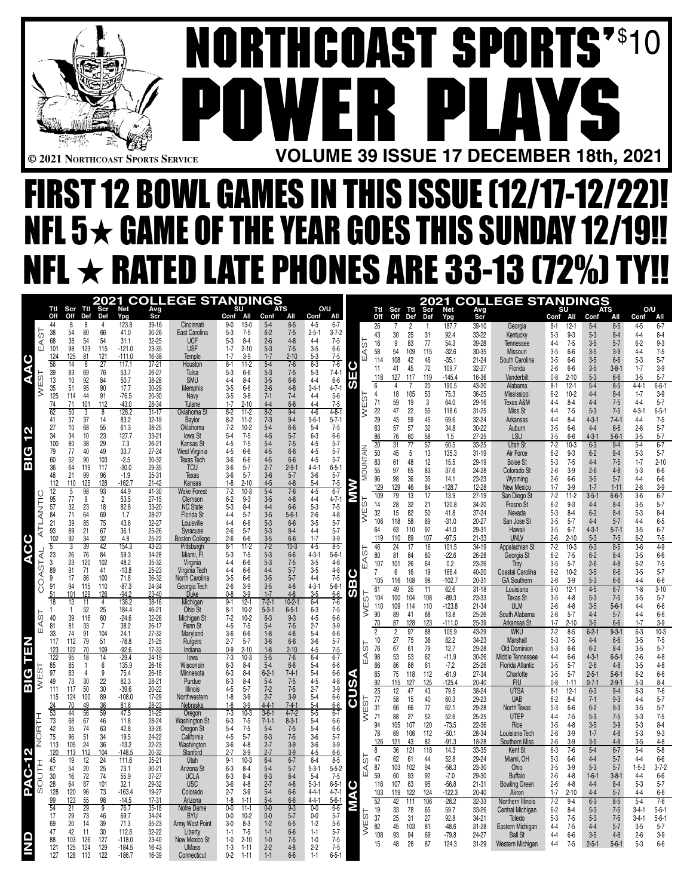# NORTHCOAST SPORTS' POWER PLAYS $10

© 2021 Northcoast Sports Service

VOLUME 39 ISSUE 17 DECEMBER 18th, 2021

# FIRST 12 BOWL GAMES IN THIS ISSUE (12/17-12/22)!

# NFL 5★ GAME OF THE YEAR GOES THIS SUNDAY 12/19!!

# NFL ★ RATED LATE PHONES ARE 33-13 (72%) TY!!

## 2021 COLLEGE STANDINGS

| Conf | Div | Ttl Off | Scr Off | Ttl Def | Scr Def | Net Ypg | Avg Scr | Team | SU Conf | SU All | ATS Conf | ATS All | O/U Conf | O/U All |
|---|---|---|---|---|---|---|---|---|---|---|---|---|---|---|
| AAC | EAST | 44 | 8 | 8 | 4 | 123.8 | 39-16 | Cincinnati | 9-0 | 13-0 | 5-4 | 8-5 | 4-5 | 6-7 |
| | | 38 | 54 | 80 | 66 | 41.0 | 30-26 | East Carolina | 5-3 | 7-5 | 6-2 | 7-5 | 2-5-1 | 3-7-2 |
| | | 68 | 38 | 54 | 54 | 31.1 | 32-25 | UCF | 5-3 | 8-4 | 2-6 | 4-8 | 4-4 | 7-5 |
| | | 101 | 98 | 123 | 115 | -121.0 | 23-35 | USF | 1-7 | 2-10 | 5-3 | 7-5 | 3-5 | 6-6 |
| | | 124 | 125 | 81 | 121 | -111.0 | 16-38 | Temple | 1-7 | 3-9 | 1-7 | 2-10 | 5-3 | 7-5 |
| | WEST | 56 | 14 | 6 | 27 | 117.1 | 37-21 | Houston | 8-1 | 11-2 | 5-4 | 7-6 | 6-3 | 7-6 |
| | | 39 | 83 | 69 | 76 | 53.7 | 26-27 | Tulsa | 5-3 | 6-6 | 5-3 | 7-5 | 5-3 | 7-4-1 |
| | | 13 | 10 | 92 | 84 | 50.7 | 38-28 | SMU | 4-4 | 8-4 | 3-5 | 6-6 | 4-4 | 6-6 |
| | | 35 | 51 | 95 | 90 | 17.7 | 30-29 | Memphis | 3-5 | 6-6 | 2-6 | 4-8 | 3-4-1 | 4-7-1 |
| | | 125 | 114 | 44 | 91 | -76.5 | 20-30 | Navy | 3-5 | 3-8 | 7-1 | 7-4 | 4-4 | 5-6 |
| | | 74 | 71 | 101 | 112 | -43.0 | 28-34 | Tulane | 1-7 | 2-10 | 4-4 | 6-6 | 4-4 | 7-5 |
| BIG 12 | | 62 | 50 | 3 | 8 | 128.2 | 31-17 | Oklahoma St | 8-2 | 11-2 | 8-2 | 9-4 | 4-6 | 4-8-1 |
| | | 41 | 37 | 37 | 14 | 83.2 | 32-19 | Baylor | 8-2 | 11-2 | 7-3 | 9-4 | 3-6-1 | 5-7-1 |
| | | 27 | 10 | 68 | 55 | 61.3 | 38-25 | Oklahoma | 7-2 | 10-2 | 5-4 | 6-6 | 5-4 | 7-5 |
| | | 34 | 34 | 10 | 23 | 127.7 | 33-21 | Iowa St | 5-4 | 7-5 | 4-5 | 5-7 | 6-3 | 6-6 |
| | | 100 | 80 | 38 | 29 | 7.3 | 26-21 | Kansas St | 4-5 | 7-5 | 5-4 | 7-5 | 4-5 | 5-7 |
| | | 79 | 77 | 40 | 49 | 33.7 | 27-24 | West Virginia | 4-5 | 6-6 | 4-5 | 6-6 | 4-5 | 5-7 |
| | | 60 | 52 | 90 | 103 | -2.5 | 30-32 | Texas Tech | 3-6 | 6-6 | 4-5 | 6-6 | 4-5 | 5-7 |
| | | 36 | 64 | 119 | 117 | -30.0 | 29-35 | TCU | 3-6 | 5-7 | 2-7 | 2-9-1 | 4-4-1 | 6-5-1 |
| | | 48 | 21 | 99 | 96 | -1.9 | 35-31 | Texas | 3-6 | 5-7 | 3-6 | 5-7 | 3-6 | 5-7 |
| | | 112 | 110 | 125 | 128 | -162.7 | 21-42 | Kansas | 1-8 | 2-10 | 4-5 | 4-8 | 5-4 | 7-5 |
| ACC | ATLANTIC | 12 | 5 | 98 | 93 | 44.9 | 41-30 | Wake Forest | 7-2 | 10-3 | 5-4 | 7-6 | 4-5 | 6-7 |
| | | 95 | 77 | 9 | 2 | 53.5 | 27-15 | Clemson | 6-2 | 9-3 | 3-5 | 4-8 | 4-4 | 4-7-1 |
| | | 57 | 32 | 23 | 18 | 82.8 | 33-20 | NC State | 5-3 | 8-4 | 4-4 | 6-6 | 5-3 | 7-5 |
| | | 84 | 71 | 64 | 69 | 1.7 | 28-27 | Florida St | 4-4 | 5-7 | 3-5 | 5-6-1 | 2-6 | 4-8 |
| | | 21 | 39 | 85 | 75 | 43.6 | 32-27 | Louisville | 4-4 | 6-6 | 5-3 | 6-6 | 3-5 | 5-7 |
| | | 93 | 89 | 21 | 67 | 36.1 | 25-26 | Syracuse | 2-6 | 5-7 | 5-3 | 8-4 | 4-4 | 5-7 |
| | | 102 | 92 | 34 | 32 | 4.8 | 25-22 | Boston College | 2-6 | 6-6 | 3-5 | 6-6 | 1-7 | 3-9 |
| | COASTAL | 5 | 3 | 39 | 42 | 154.3 | 43-23 | Pittsburgh | 8-1 | 11-2 | 7-2 | 10-3 | 4-5 | 8-5 |
| | | 23 | 26 | 76 | 84 | 59.3 | 34-28 | Miami, Fl | 5-3 | 7-5 | 5-3 | 6-6 | 4-3-1 | 5-6-1 |
| | | 3 | 23 | 120 | 102 | 48.2 | 35-32 | Virginia | 4-4 | 6-6 | 5-3 | 7-5 | 3-5 | 4-8 |
| | | 89 | 91 | 71 | 41 | -13.8 | 25-23 | Virginia Tech | 4-4 | 6-6 | 4-4 | 5-7 | 3-5 | 4-8 |
| | | 9 | 17 | 86 | 100 | 71.8 | 36-32 | North Carolina | 3-5 | 6-6 | 3-5 | 5-7 | 4-4 | 7-5 |
| | | 91 | 94 | 115 | 110 | -87.3 | 24-34 | Georgia Tech | 2-6 | 3-9 | 3-5 | 4-8 | 4-3-1 | 5-6-1 |
| | | 51 | 101 | 129 | 126 | -94.2 | 23-40 | Duke | 0-8 | 3-9 | 1-7 | 4-8 | 3-5 | 6-6 |
| BIG TEN | EAST | 18 | 13 | 11 | 4 | 136.2 | 38-16 | Michigan | 9-1 | 12-1 | 7-2-1 | 10-2-1 | 6-4 | 7-6 |
| | | 1 | 1 | 52 | 25 | 184.4 | 46-21 | Ohio St | 8-1 | 10-2 | 5-3-1 | 6-5-1 | 6-3 | 7-5 |
| | | 40 | 39 | 116 | 60 | -24.6 | 32-26 | Michigan St | 7-2 | 10-2 | 6-3 | 9-3 | 4-5 | 6-6 |
| | | 81 | 81 | 33 | 7 | 38.2 | 26-17 | Penn St | 4-5 | 7-5 | 5-4 | 7-5 | 2-7 | 3-9 |
| | | 33 | 74 | 91 | 104 | 24.1 | 27-32 | Maryland | 3-6 | 6-6 | 1-8 | 4-8 | 5-4 | 6-6 |
| | | 117 | 112 | 79 | 51 | -78.8 | 21-25 | Rutgers | 2-7 | 5-7 | 3-6 | 6-6 | 3-6 | 5-7 |
| | | 123 | 122 | 70 | 109 | -92.6 | 17-33 | Indiana | 0-9 | 2-10 | 1-8 | 2-10 | 4-5 | 7-5 |
| | WEST | 122 | 95 | 18 | 14 | -29.4 | 24-19 | Iowa | 7-3 | 10-3 | 5-5 | 7-6 | 6-4 | 6-7 |
| | | 85 | 85 | 1 | 6 | 135.9 | 26-16 | Wisconsin | 6-3 | 8-4 | 5-4 | 6-6 | 5-4 | 6-6 |
| | | 97 | 83 | 4 | 9 | 75.4 | 26-18 | Minnesota | 6-3 | 8-4 | 6-2-1 | 7-4-1 | 5-4 | 6-6 |
| | | 49 | 73 | 30 | 22 | 82.3 | 28-21 | Purdue | 6-3 | 8-4 | 5-4 | 7-5 | 4-5 | 4-8 |
| | | 111 | 117 | 50 | 30 | -39.6 | 20-22 | Illinois | 4-5 | 5-7 | 7-2 | 7-5 | 2-7 | 3-9 |
| | | 115 | 124 | 100 | 89 | -108.0 | 17-29 | Northwestern | 1-8 | 3-9 | 2-7 | 3-9 | 5-4 | 6-6 |
| | | 24 | 70 | 49 | 36 | 81.6 | 28-23 | Nebraska | 1-8 | 3-9 | 4-4-1 | 7-4-1 | 5-4 | 6-6 |
| PAC-12 | NORTH | 53 | 44 | 56 | 59 | 47.5 | 31-25 | Oregon | 7-3 | 10-3 | 3-6-1 | 4-7-2 | 5-5 | 6-7 |
| | | 73 | 68 | 67 | 46 | 11.8 | 28-24 | Washington St | 6-3 | 7-5 | 7-1-1 | 8-3-1 | 5-4 | 6-6 |
| | | 42 | 35 | 74 | 63 | 42.8 | 33-26 | Oregon St | 5-4 | 7-5 | 5-4 | 7-5 | 5-4 | 6-6 |
| | | 75 | 96 | 51 | 34 | 19.5 | 24-22 | California | 4-5 | 5-7 | 6-3 | 7-5 | 3-6 | 5-7 |
| | | 113 | 105 | 24 | 36 | -13.2 | 22-23 | Washington | 3-6 | 4-8 | 2-7 | 3-9 | 3-6 | 3-9 |
| | | 120 | 113 | 112 | 104 | -148.5 | 20-32 | Stanford | 2-7 | 3-9 | 2-7 | 3-9 | 4-5 | 6-6 |
| | SOUTH | 45 | 19 | 12 | 24 | 111.6 | 35-21 | Utah | 9-1 | 10-3 | 6-4 | 6-7 | 6-4 | 8-5 |
| | | 67 | 54 | 20 | 25 | 73.1 | 30-21 | Arizona St | 6-3 | 8-4 | 5-4 | 5-7 | 5-3-1 | 5-5-2 |
| | | 30 | 16 | 72 | 74 | 55.9 | 37-27 | UCLA | 6-3 | 8-4 | 6-3 | 8-4 | 5-4 | 7-5 |
| | | 28 | 64 | 87 | 101 | 32.1 | 29-32 | USC | 3-6 | 4-8 | 2-7 | 4-8 | 5-3-1 | 6-5-1 |
| | | 128 | 120 | 96 | 73 | -163.4 | 19-27 | Colorado | 2-7 | 3-9 | 5-4 | 6-6 | 4-4-1 | 4-7-1 |
| | | 99 | 123 | 55 | 98 | -14.5 | 17-31 | Arizona | 1-8 | 1-11 | 5-4 | 6-6 | 4-4-1 | 5-6-1 |
| IND | | 54 | 21 | 29 | 9 | 76.7 | 35-18 | Notre Dame | 0-0 | 11-1 | 0-0 | 9-3 | 0-0 | 6-6 |
| | | 17 | 29 | 73 | 46 | 69.7 | 34-24 | BYU | 0-0 | 10-2 | 0-0 | 5-7 | 0-0 | 5-7 |
| | | 69 | 20 | 14 | 39 | 71.3 | 35-23 | Army West Point | 3-0 | 8-3 | 1-2 | 6-5 | 1-2 | 5-6 |
| | | 47 | 42 | 11 | 30 | 112.8 | 32-22 | Liberty | 1-1 | 7-5 | 1-1 | 6-6 | 1-1 | 5-7 |
| | | 88 | 103 | 126 | 127 | -118.0 | 23-40 | New Mexico St | 1-0 | 2-10 | 1-0 | 7-5 | 1-0 | 7-5 |
| | | 121 | 125 | 124 | 129 | -184.5 | 16-43 | UMass | 1-3 | 1-11 | 2-2 | 4-8 | 2-2 | 7-5 |
| | | 127 | 128 | 113 | 122 | -186.7 | 16-39 | Connecticut | 0-2 | 1-11 | 1-1 | 6-6 | 1-1 | 6-5-1 |

## 2021 COLLEGE STANDINGS

| Conf | Div | Ttl Off | Scr Off | Ttl Def | Scr Def | Net Ypg | Avg Scr | Team | SU Conf | SU All | ATS Conf | ATS All | O/U Conf | O/U All |
|---|---|---|---|---|---|---|---|---|---|---|---|---|---|---|
| SEC | EAST | 26 | 7 | 2 | 1 | 187.7 | 39-10 | Georgia | 8-1 | 12-1 | 5-4 | 8-5 | 4-5 | 6-7 |
| | | 43 | 30 | 25 | 31 | 92.4 | 33-22 | Kentucky | 5-3 | 9-3 | 5-3 | 8-4 | 4-4 | 8-4 |
| | | 16 | 9 | 83 | 77 | 54.3 | 39-28 | Tennessee | 4-4 | 7-5 | 3-5 | 5-7 | 6-2 | 9-3 |
| | | 58 | 54 | 109 | 115 | -32.6 | 30-35 | Missouri | 3-5 | 6-6 | 3-5 | 3-9 | 4-4 | 7-5 |
| | | 114 | 108 | 42 | 46 | -35.1 | 21-24 | South Carolina | 3-5 | 6-6 | 3-5 | 6-6 | 5-3 | 5-7 |
| | | 11 | 41 | 45 | 72 | 109.7 | 32-27 | Florida | 2-6 | 6-6 | 3-5 | 3-8-1 | 1-7 | 3-9 |
| | | 118 | 127 | 117 | 119 | -145.4 | 16-36 | Vanderbilt | 0-8 | 2-10 | 5-3 | 6-6 | 3-5 | 5-7 |
| | WEST | 6 | 4 | 7 | 20 | 190.5 | 43-20 | Alabama | 8-1 | 12-1 | 5-4 | 8-5 | 4-4-1 | 6-6-1 |
| | | 4 | 18 | 105 | 53 | 75.3 | 36-25 | Mississippi | 6-2 | 10-2 | 4-4 | 8-4 | 1-7 | 3-9 |
| | | 71 | 59 | 19 | 3 | 64.0 | 29-16 | Texas A&M | 4-4 | 8-4 | 4-4 | 7-5 | 4-4 | 5-7 |
| | | 22 | 47 | 22 | 55 | 118.6 | 31-25 | Miss St | 4-4 | 7-5 | 5-3 | 7-5 | 4-3-1 | 6-5-1 |
| | | 29 | 43 | 59 | 45 | 69.6 | 32-24 | Arkansas | 4-4 | 8-4 | 4-3-1 | 7-4-1 | 4-4 | 7-5 |
| | | 63 | 57 | 57 | 32 | 34.8 | 30-22 | Auburn | 3-5 | 6-6 | 4-4 | 6-6 | 2-6 | 5-7 |
| | | 86 | 76 | 60 | 58 | 1.5 | 27-25 | LSU | 3-5 | 6-6 | 4-3-1 | 5-6-1 | 3-5 | 5-7 |
| MW | MOUNTAIN | 20 | 31 | 77 | 57 | 60.5 | 33-25 | Utah St | 7-2 | 10-3 | 6-3 | 9-4 | 5-4 | 6-7 |
| | | 50 | 45 | 5 | 13 | 135.3 | 31-19 | Air Force | 6-2 | 9-3 | 6-2 | 8-4 | 5-3 | 5-7 |
| | | 83 | 61 | 48 | 12 | 15.5 | 29-19 | Boise St | 5-3 | 7-5 | 4-4 | 7-5 | 1-7 | 2-10 |
| | | 55 | 97 | 65 | 83 | 37.6 | 24-28 | Colorado St | 2-6 | 3-9 | 2-6 | 4-8 | 5-3 | 6-6 |
| | | 96 | 98 | 36 | 35 | 14.1 | 23-23 | Wyoming | 2-6 | 6-6 | 3-5 | 5-7 | 4-4 | 6-6 |
| | | 129 | 129 | 46 | 84 | -128.7 | 12-28 | New Mexico | 1-7 | 3-9 | 1-7 | 1-11 | 2-6 | 3-9 |
| | WEST | 109 | 79 | 13 | 17 | 13.9 | 27-19 | San Diego St | 7-2 | 11-2 | 3-5-1 | 6-6-1 | 3-6 | 6-7 |
| | | 14 | 28 | 32 | 21 | 120.8 | 34-20 | Fresno St | 6-2 | 9-3 | 4-4 | 8-4 | 3-5 | 5-7 |
| | | 32 | 15 | 82 | 50 | 41.8 | 37-24 | Nevada | 5-3 | 8-4 | 6-2 | 8-4 | 5-3 | 8-4 |
| | | 106 | 118 | 58 | 69 | -31.0 | 20-27 | San Jose St | 3-5 | 5-7 | 4-4 | 5-7 | 4-4 | 6-5 |
| | | 64 | 63 | 110 | 97 | -41.0 | 29-31 | Hawaii | 3-5 | 6-7 | 4-3-1 | 5-7-1 | 3-5 | 6-7 |
| | | 119 | 110 | 89 | 107 | -97.5 | 21-33 | UNLV | 2-6 | 2-10 | 5-3 | 7-5 | 6-2 | 7-5 |
| SBC | EAST | 46 | 24 | 17 | 16 | 101.5 | 34-19 | Appalachian St | 7-2 | 10-3 | 6-3 | 8-5 | 3-6 | 4-9 |
| | | 80 | 81 | 84 | 80 | -22.6 | 26-28 | Georgia St | 6-2 | 7-5 | 6-2 | 8-4 | 3-5 | 6-6 |
| | | 107 | 101 | 26 | 64 | 0.2 | 23-26 | Troy | 3-5 | 5-7 | 2-6 | 4-8 | 6-2 | 7-5 |
| | | 7 | 6 | 16 | 19 | 166.4 | 40-20 | Coastal Carolina | 6-2 | 10-2 | 3-5 | 6-6 | 3-5 | 5-7 |
| | | 105 | 116 | 108 | 98 | -102.7 | 20-31 | GA Southern | 2-6 | 3-9 | 5-3 | 6-6 | 4-4 | 6-6 |
| | WEST | 61 | 49 | 35 | 11 | 62.6 | 31-18 | Louisiana | 9-0 | 12-1 | 4-5 | 6-7 | 1-8 | 3-10 |
| | | 104 | 100 | 104 | 108 | -89.3 | 23-33 | Texas St | 3-5 | 4-8 | 5-3 | 7-5 | 3-5 | 5-7 |
| | | 110 | 109 | 114 | 110 | -123.8 | 21-34 | ULM | 2-6 | 4-8 | 3-5 | 5-6-1 | 4-4 | 6-6 |
| | | 90 | 89 | 41 | 68 | 13.8 | 25-26 | South Alabama | 2-6 | 5-7 | 4-4 | 5-7 | 4-4 | 6-6 |
| | | 70 | 87 | 128 | 123 | -111.0 | 25-39 | Arkansas St | 1-7 | 2-10 | 3-5 | 6-6 | 1-7 | 3-9 |
| CUSA | EAST | 2 | 2 | 97 | 88 | 105.9 | 43-29 | WKU | 7-2 | 8-5 | 6-2-1 | 9-3-1 | 6-3 | 10-3 |
| | | 10 | 27 | 75 | 36 | 82.2 | 34-23 | Marshall | 5-3 | 7-5 | 4-4 | 6-6 | 3-5 | 7-5 |
| | | 76 | 67 | 61 | 79 | 12.7 | 29-28 | Old Dominion | 5-3 | 6-6 | 6-2 | 8-4 | 3-5 | 5-7 |
| | | 98 | 53 | 53 | 62 | -11.9 | 30-26 | Middle Tennessee | 4-4 | 6-6 | 4-3-1 | 6-5-1 | 2-6 | 4-8 |
| | | 66 | 86 | 88 | 61 | -7.2 | 25-26 | Florida Atlantic | 3-5 | 5-7 | 2-6 | 4-8 | 3-5 | 4-8 |
| | | 65 | 75 | 118 | 112 | -61.9 | 27-34 | Charlotte | 3-5 | 5-7 | 2-5-1 | 5-6-1 | 6-2 | 6-6 |
| | | 92 | 115 | 127 | 125 | -125.4 | 20-40 | FIU | 0-8 | 1-11 | 0-7-1 | 2-9-1 | 5-3 | 8-4 |
| | WEST | 25 | 12 | 47 | 43 | 79.5 | 38-24 | UTSA | 8-1 | 12-1 | 6-3 | 9-4 | 6-3 | 7-6 |
| | | 77 | 58 | 15 | 40 | 60.3 | 29-23 | UAB | 6-2 | 8-4 | 7-1 | 9-3 | 4-4 | 5-7 |
| | | 31 | 66 | 66 | 77 | 62.1 | 29-28 | North Texas | 5-3 | 6-6 | 6-2 | 9-3 | 3-5 | 5-7 |
| | | 71 | 88 | 27 | 52 | 52.6 | 25-25 | UTEP | 4-4 | 7-5 | 5-3 | 7-5 | 5-3 | 7-5 |
| | | 94 | 105 | 107 | 120 | -73.5 | 22-36 | Rice | 3-5 | 4-8 | 3-5 | 3-9 | 5-3 | 8-4 |
| | | 78 | 69 | 106 | 112 | -50.1 | 28-34 | Louisiana Tech | 2-6 | 3-9 | 1-7 | 4-8 | 5-3 | 9-3 |
| | | 126 | 121 | 43 | 82 | -91.3 | 18-28 | Southern Miss | 2-6 | 3-9 | 3-5 | 4-8 | 3-5 | 4-8 |
| MAC | EAST | 8 | 36 | 121 | 118 | 14.3 | 33-35 | Kent St | 6-3 | 7-6 | 5-4 | 6-7 | 5-4 | 5-8 |
| | | 47 | 62 | 61 | 44 | 52.8 | 29-24 | Miami, OH | 5-3 | 6-6 | 4-4 | 5-7 | 4-4 | 6-6 |
| | | 87 | 103 | 102 | 94 | -58.3 | 23-30 | Ohio | 3-5 | 3-9 | 5-3 | 5-7 | 1-5-2 | 3-7-2 |
| | | 59 | 60 | 93 | 92 | -7.0 | 29-30 | Buffalo | 2-6 | 4-8 | 1-6-1 | 3-8-1 | 4-4 | 6-6 |
| | | 116 | 107 | 63 | 95 | -56.8 | 21-31 | Bowling Green | 2-6 | 4-8 | 4-4 | 8-4 | 5-3 | 5-7 |
| | | 103 | 119 | 122 | 124 | -122.3 | 20-40 | Akron | 1-7 | 2-10 | 4-4 | 5-7 | 4-4 | 6-6 |
| | WEST | 52 | 42 | 111 | 106 | -28.2 | 32-33 | Northern Illinois | 7-2 | 9-4 | 6-3 | 8-5 | 5-4 | 7-6 |
| | | 19 | 33 | 78 | 65 | 59.7 | 33-26 | Central Michigan | 6-2 | 8-4 | 5-3 | 7-5 | 3-4-1 | 5-6-1 |
| | | 37 | 25 | 31 | 27 | 92.8 | 34-21 | Toledo | 5-3 | 7-5 | 5-3 | 7-5 | 3-4-1 | 5-6-1 |
| | | 82 | 45 | 103 | 81 | -48.6 | 31-28 | Eastern Michigan | 4-4 | 7-5 | 4-4 | 5-7 | 3-5 | 5-7 |
| | | 108 | 93 | 94 | 69 | -79.8 | 24-27 | Ball St | 4-4 | 6-6 | 3-5 | 4-8 | 2-6 | 3-9 |
| | | 15 | 48 | 28 | 87 | 124.3 | 31-29 | Western Michigan | 4-4 | 7-5 | 2-5-1 | 5-6-1 | 5-3 | 6-6 |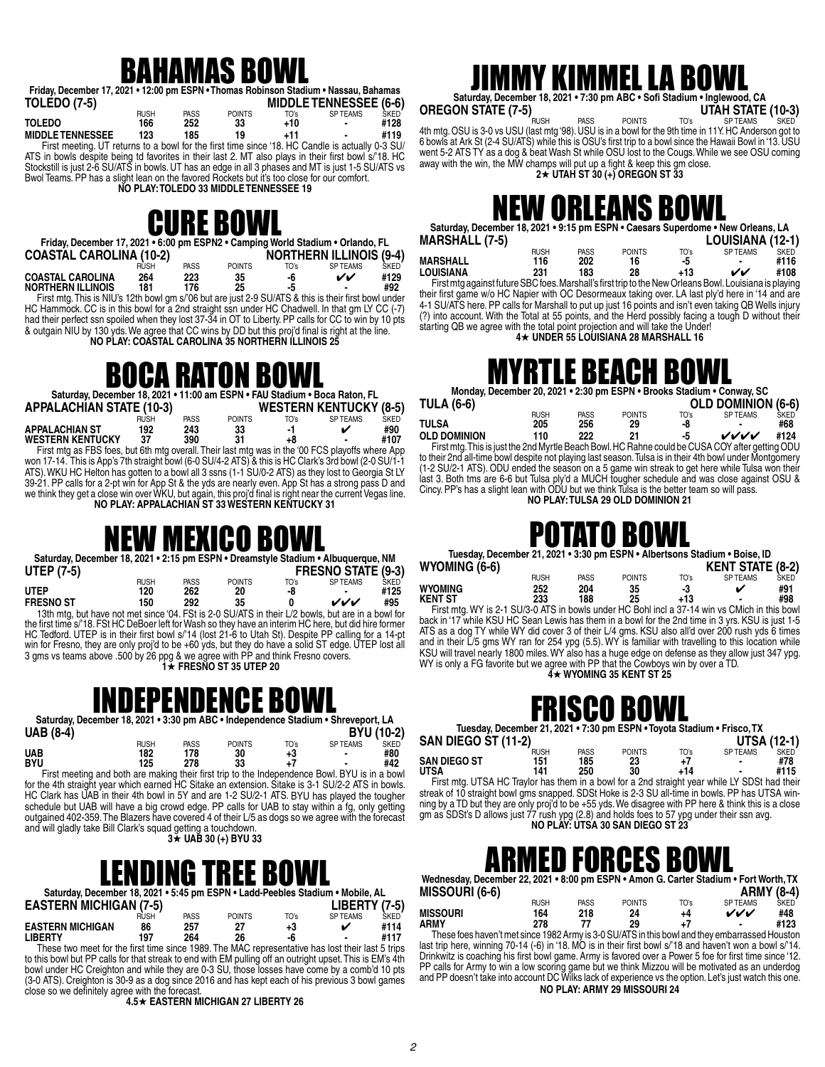# BAHAMAS BOWL

**Friday, December 17, 2021 • 12:00 pm ESPN • Thomas Robinson Stadium • Nassau, Bahamas**

**TOLEDO (7-5)** — **MIDDLE TENNESSEE (6-6)**

| | RUSH | PASS | POINTS | TO's | SP TEAMS | SKED |
|---|---|---|---|---|---|---|
| **TOLEDO** | 166 | 252 | 33 | +10 | - | #128 |
| **MIDDLE TENNESSEE** | 123 | 185 | 19 | +11 | - | #119 |

First meeting. UT returns to a bowl for the first time since '18. HC Candle is actually 0-3 SU/ ATS in bowls despite being td favorites in their last 2. MT also plays in their first bowl s/'18. HC Stockstill is just 2-6 SU/ATS in bowls. UT has an edge in all 3 phases and MT is just 1-5 SU/ATS vs Bwol Teams. PP has a slight lean on the favored Rockets but it's too close for our comfort.

**NO PLAY: TOLEDO 33 MIDDLE TENNESSEE 19**

# CURE BOWL

**Friday, December 17, 2021 • 6:00 pm ESPN2 • Camping World Stadium • Orlando, FL**

**COASTAL CAROLINA (10-2)** — **NORTHERN ILLINOIS (9-4)**

| | RUSH | PASS | POINTS | TO's | SP TEAMS | SKED |
|---|---|---|---|---|---|---|
| **COASTAL CAROLINA** | 264 | 223 | 35 | -6 | ✔✔ | #129 |
| **NORTHERN ILLINOIS** | 181 | 176 | 25 | -5 | - | #92 |

First mtg. This is NIU's 12th bowl gm s/'06 but are just 2-9 SU/ATS & this is their first bowl under HC Hammock. CC is in this bowl for a 2nd straight ssn under HC Chadwell. In that gm LY CC (-7) had their perfect ssn spoiled when they lost 37-34 in OT to Liberty. PP calls for CC to win by 10 pts & outgain NIU by 130 yds. We agree that CC wins by DD but this proj'd final is right at the line.

**NO PLAY: COASTAL CAROLINA 35 NORTHERN ILLINOIS 25**

# BOCA RATON BOWL

**Saturday, December 18, 2021 • 11:00 am ESPN • FAU Stadium • Boca Raton, FL**

**APPALACHIAN STATE (10-3)** — **WESTERN KENTUCKY (8-5)**

| | RUSH | PASS | POINTS | TO's | SP TEAMS | SKED |
|---|---|---|---|---|---|---|
| **APPALACHIAN ST** | 192 | 243 | 33 | -1 | ✔ | #90 |
| **WESTERN KENTUCKY** | 37 | 390 | 31 | +8 | - | #107 |

First mtg as FBS foes, but 6th mtg overall. Their last mtg was in the '00 FCS playoffs where App won 17-14. This is App's 7th straight bowl (6-0 SU/4-2 ATS) & this is HC Clark's 3rd bowl (2-0 SU/1-1 ATS). WKU HC Helton has gotten to a bowl all 3 ssns (1-1 SU/0-2 ATS) as they lost to Georgia St LY 39-21. PP calls for a 2-pt win for App St & the yds are nearly even. App St has a strong pass D and we think they get a close win over WKU, but again, this proj'd final is right near the current Vegas line.

**NO PLAY: APPALACHIAN ST 33 WESTERN KENTUCKY 31**

# NEW MEXICO BOWL

**Saturday, December 18, 2021 • 2:15 pm ESPN • Dreamstyle Stadium • Albuquerque, NM**

**UTEP (7-5)** — **FRESNO STATE (9-3)**

| | RUSH | PASS | POINTS | TO's | SP TEAMS | SKED |
|---|---|---|---|---|---|---|
| **UTEP** | 120 | 262 | 20 | -8 | - | #125 |
| **FRESNO ST** | 150 | 292 | 35 | 0 | ✔✔✔ | #95 |

13th mtg, but have not met since '04. FSt is 2-0 SU/ATS in their L/2 bowls, but are in a bowl for the first time s/'18. FSt HC DeBoer left for Wash so they have an interim HC here, but did hire former HC Tedford. UTEP is in their first bowl s/'14 (lost 21-6 to Utah St). Despite PP calling for a 14-pt win for Fresno, they are only proj'd to be +60 yds, but they do have a solid ST edge. UTEP lost all 3 gms vs teams above .500 by 26 ppg & we agree with PP and think Fresno covers.

**1★ FRESNO ST 35 UTEP 20**

# INDEPENDENCE BOWL

**Saturday, December 18, 2021 • 3:30 pm ABC • Independence Stadium • Shreveport, LA**

**UAB (8-4)** — **BYU (10-2)**

| | RUSH | PASS | POINTS | TO's | SP TEAMS | SKED |
|---|---|---|---|---|---|---|
| **UAB** | 182 | 178 | 30 | +3 | - | #80 |
| **BYU** | 125 | 278 | 33 | +7 | - | #42 |

First meeting and both are making their first trip to the Independence Bowl. BYU is in a bowl for the 4th straight year which earned HC Sitake an extension. Sitake is 3-1 SU/2-2 ATS in bowls. HC Clark has UAB in their 4th bowl in 5Y and are 1-2 SU/2-1 ATS. BYU has played the tougher schedule but UAB will have a big crowd edge. PP calls for UAB to stay within a fg, only getting outgained 402-359. The Blazers have covered 4 of their L/5 as dogs so we agree with the forecast and will gladly take Bill Clark's squad getting a touchdown.

**3★ UAB 30 (+) BYU 33**

# LENDING TREE BOWL

**Saturday, December 18, 2021 • 5:45 pm ESPN • Ladd-Peebles Stadium • Mobile, AL**

**EASTERN MICHIGAN (7-5)** — **LIBERTY (7-5)**

| | RUSH | PASS | POINTS | TO's | SP TEAMS | SKED |
|---|---|---|---|---|---|---|
| **EASTERN MICHIGAN** | 86 | 257 | 27 | +3 | ✔ | #114 |
| **LIBERTY** | 197 | 264 | 26 | -6 | - | #117 |

These two meet for the first time since 1989. The MAC representative has lost their last 5 trips to this bowl but PP calls for that streak to end with EM pulling off an outright upset. This is EM's 4th bowl under HC Creighton and while they are 0-3 SU, those losses have come by a comb'd 10 pts (3-0 ATS). Creighton is 30-9 as a dog since 2016 and has kept each of his previous 3 bowl games close so we definitely agree with the forecast.

**4.5★ EASTERN MICHIGAN 27 LIBERTY 26**

# JIMMY KIMMEL LA BOWL

**Saturday, December 18, 2021 • 7:30 pm ABC • Sofi Stadium • Inglewood, CA**

**OREGON STATE (7-5)** — **UTAH STATE (10-3)**

| RUSH | PASS | POINTS | TO's | SP TEAMS | SKED |
|---|---|---|---|---|---|

4th mtg. OSU is 3-0 vs USU (last mtg '98). USU is in a bowl for the 9th time in 11Y. HC Anderson got to 6 bowls at Ark St (2-4 SU/ATS) while this is OSU's first trip to a bowl since the Hawaii Bowl in '13. USU went 5-2 ATS TY as a dog & beat Wash St while OSU lost to the Cougs. While we see OSU coming away with the win, the MW champs will put up a fight & keep this gm close.

**2★ UTAH ST 30 (+) OREGON ST 33**

# NEW ORLEANS BOWL

**Saturday, December 18, 2021 • 9:15 pm ESPN • Caesars Superdome • New Orleans, LA**

**MARSHALL (7-5)** — **LOUISIANA (12-1)**

| | RUSH | PASS | POINTS | TO's | SP TEAMS | SKED |
|---|---|---|---|---|---|---|
| **MARSHALL** | 116 | 202 | 16 | -5 | - | #116 |
| **LOUISIANA** | 231 | 183 | 28 | +13 | ✔✔ | #108 |

First mtg against future SBC foes. Marshall's first trip to the New Orleans Bowl. Louisiana is playing their first game w/o HC Napier with OC Desormeaux taking over. LA last ply'd here in '14 and are 4-1 SU/ATS here. PP calls for Marshall to put up just 16 points and isn't even taking QB Wells injury (?) into account. With the Total at 55 points, and the Herd possibly facing a tough D without their starting QB we agree with the total point projection and will take the Under!

**4★ UNDER 55 LOUISIANA 28 MARSHALL 16**

# MYRTLE BEACH BOWL

**Monday, December 20, 2021 • 2:30 pm ESPN • Brooks Stadium • Conway, SC**

**TULA (6-6)** — **OLD DOMINION (6-6)**

| | RUSH | PASS | POINTS | TO's | SP TEAMS | SKED |
|---|---|---|---|---|---|---|
| **TULSA** | 205 | 256 | 29 | -8 | - | #68 |
| **OLD DOMINION** | 110 | 222 | 21 | -5 | ✔✔✔✔ | #124 |

First mtg. This is just the 2nd Myrtle Beach Bowl. HC Rahne could be CUSA COY after getting ODU to their 2nd all-time bowl despite not playing last season. Tulsa is in their 4th bowl under Montgomery (1-2 SU/2-1 ATS). ODU ended the season on a 5 game win streak to get here while Tulsa won their last 3. Both tms are 6-6 but Tulsa ply'd a MUCH tougher schedule and was close against OSU & Cincy. PP's has a slight lean with ODU but we think Tulsa is the better team so will pass.

**NO PLAY: TULSA 29 OLD DOMINION 21**

# POTATO BOWL

**Tuesday, December 21, 2021 • 3:30 pm ESPN • Albertsons Stadium • Boise, ID**

**WYOMING (6-6)** — **KENT STATE (8-2)**

| | RUSH | PASS | POINTS | TO's | SP TEAMS | SKED |
|---|---|---|---|---|---|---|
| **WYOMING** | 252 | 204 | 35 | -3 | ✔ | #91 |
| **KENT ST** | 233 | 188 | 25 | +13 | - | #98 |

First mtg. WY is 2-1 SU/3-0 ATS in bowls under HC Bohl incl a 37-14 win vs CMich in this bowl back in '17 while KSU HC Sean Lewis has them in a bowl for the 2nd time in 3 yrs. KSU is just 1-5 ATS as a dog TY while WY did cover 3 of their L/4 gms. KSU also all'd over 200 rush yds 6 times and in their L/5 gms WY ran for 254 ypg (5.5). WY is familiar with travelling to this location while KSU will travel nearly 1800 miles. WY also has a huge edge on defense as they allow just 347 ypg. WY is only a FG favorite but we agree with PP that the Cowboys win by over a TD.

**4★ WYOMING 35 KENT ST 25**

# FRISCO BOWL

**Tuesday, December 21, 2021 • 7:30 pm ESPN • Toyota Stadium • Frisco, TX**

**SAN DIEGO ST (11-2)** — **UTSA (12-1)**

| | RUSH | PASS | POINTS | TO's | SP TEAMS | SKED |
|---|---|---|---|---|---|---|
| **SAN DIEGO ST** | 151 | 185 | 23 | +7 | - | #78 |
| **UTSA** | 141 | 250 | 30 | +14 | - | #115 |

First mtg. UTSA HC Traylor has them in a bowl for a 2nd straight year while LY SDSt had their streak of 10 straight bowl gms snapped. SDSt Hoke is 2-3 SU all-time in bowls. PP has UTSA winning by a TD but they are only proj'd to be +55 yds. We disagree with PP here & think this is a close gm as SDSt's D allows just 77 rush ypg (2.8) and holds foes to 57 ypg under their ssn avg.

**NO PLAY: UTSA 30 SAN DIEGO ST 23**

# ARMED FORCES BOWL

**Wednesday, December 22, 2021 • 8:00 pm ESPN • Amon G. Carter Stadium • Fort Worth, TX**

**MISSOURI (6-6)** — **ARMY (8-4)**

| | RUSH | PASS | POINTS | TO's | SP TEAMS | SKED |
|---|---|---|---|---|---|---|
| **MISSOURI** | 164 | 218 | 24 | +4 | ✔✔✔ | #48 |
| **ARMY** | 278 | 77 | 29 | +7 | - | #123 |

These foes haven't met since 1982 Army is 3-0 SU/ATS in this bowl and they embarrassed Houston last trip here, winning 70-14 (-6) in '18. MO is in their first bowl s/'18 and haven't won a bowl s/'14. Drinkwitz is coaching his first bowl game. Army is favored over a Power 5 foe for first time since '12. PP calls for Army to win a low scoring game but we think Mizzou will be motivated as an underdog and PP doesn't take into account DC Wilks lack of experience vs the option. Let's just watch this one.

**NO PLAY: ARMY 29 MISSOURI 24**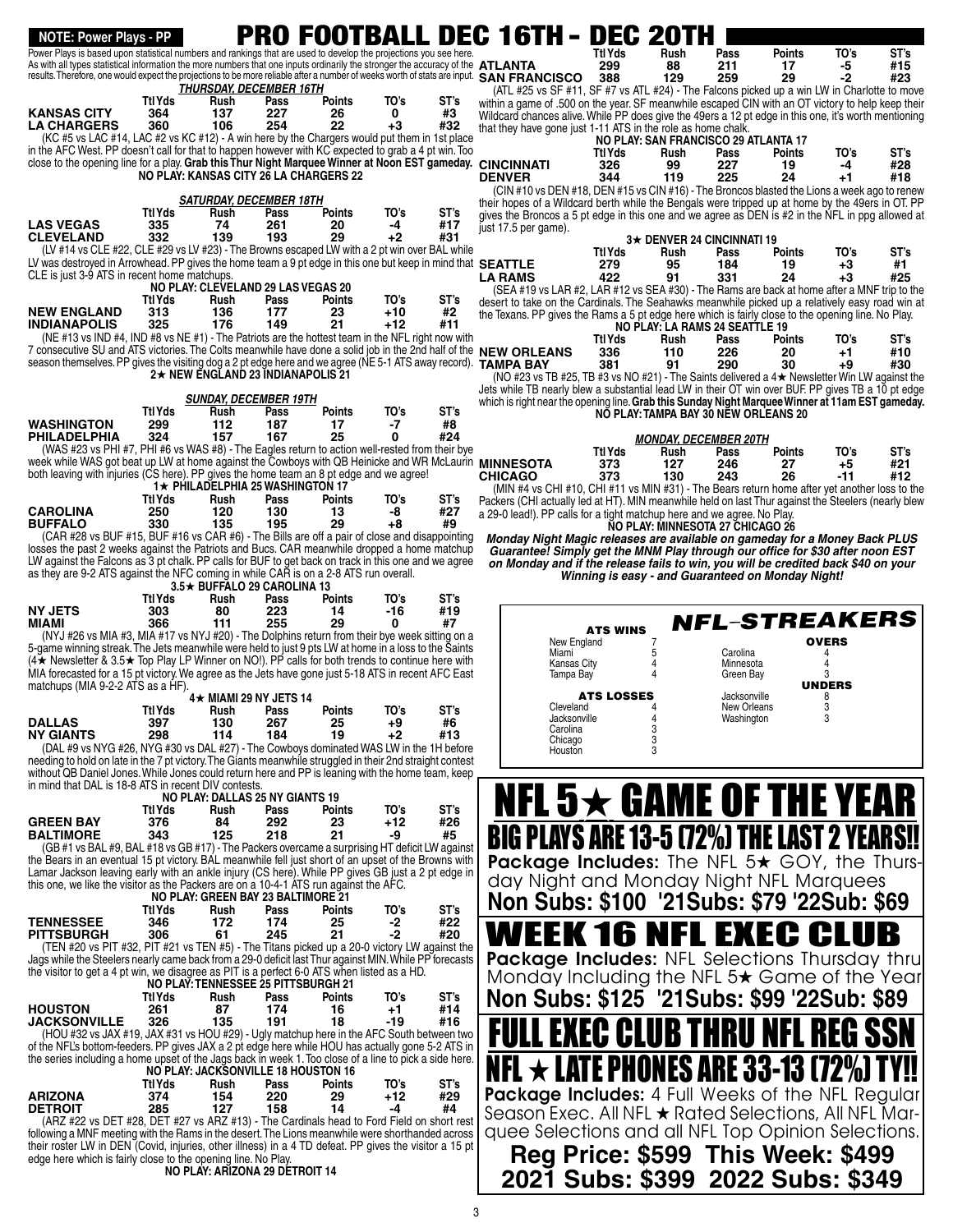**NOTE: Power Plays - PP**

# PRO FOOTBALL DEC 16TH - DEC 20TH

Power Plays is based upon statistical numbers and rankings that are used to develop the projections you see here. As with all types statistical information the more numbers that one inputs ordinarily the stronger the accuracy of the results. Therefore, one would expect the projections to be more reliable after a number of weeks worth of stats are input.

## THURSDAY, DECEMBER 16TH

| | Ttl Yds | Rush | Pass | Points | TO's | ST's |
|---|---|---|---|---|---|---|
| **KANSAS CITY** | 364 | 137 | 227 | 26 | 0 | #3 |
| **LA CHARGERS** | 360 | 106 | 254 | 22 | +3 | #32 |

(KC #5 vs LAC #14, LAC #2 vs KC #12) - A win here by the Chargers would put them in 1st place in the AFC West. PP doesn't call for that to happen however with KC expected to grab a 4 pt win. Too close to the opening line for a play. **Grab this Thur Night Marquee Winner at Noon EST gameday.**

**NO PLAY: KANSAS CITY 26 LA CHARGERS 22**

## SATURDAY, DECEMBER 18TH

| | Ttl Yds | Rush | Pass | Points | TO's | ST's |
|---|---|---|---|---|---|---|
| **LAS VEGAS** | 335 | 74 | 261 | 20 | -4 | #17 |
| **CLEVELAND** | 332 | 139 | 193 | 29 | +2 | #31 |

(LV #14 vs CLE #22, CLE #29 vs LV #23) - The Browns escaped LW with a 2 pt win over BAL while LV was destroyed in Arrowhead. PP gives the home team a 9 pt edge in this one but keep in mind that CLE is just 3-9 ATS in recent home matchups.

**NO PLAY: CLEVELAND 29 LAS VEGAS 20**

| | Ttl Yds | Rush | Pass | Points | TO's | ST's |
|---|---|---|---|---|---|---|
| **NEW ENGLAND** | 313 | 136 | 177 | 23 | +10 | #2 |
| **INDIANAPOLIS** | 325 | 176 | 149 | 21 | +12 | #11 |

(NE #13 vs IND #4, IND #8 vs NE #1) - The Patriots are the hottest team in the NFL right now with 7 consecutive SU and ATS victories. The Colts meanwhile have done a solid job in the 2nd half of the season themselves. PP gives the visiting dog a 2 pt edge here and we agree (NE 5-1 ATS away record).

**2★ NEW ENGLAND 23 INDIANAPOLIS 21**

## SUNDAY, DECEMBER 19TH

| | Ttl Yds | Rush | Pass | Points | TO's | ST's |
|---|---|---|---|---|---|---|
| **WASHINGTON** | 299 | 112 | 187 | 17 | -7 | #8 |
| **PHILADELPHIA** | 324 | 157 | 167 | 25 | 0 | #24 |

(WAS #23 vs PHI #7, PHI #6 vs WAS #8) - The Eagles return to action well-rested from their bye week while WAS got beat up LW at home against the Cowboys with QB Heinicke and WR McLaurin both leaving with injuries (CS here). PP gives the home team an 8 pt edge and we agree!

**1★ PHILADELPHIA 25 WASHINGTON 17**

| | Ttl Yds | Rush | Pass | Points | TO's | ST's |
|---|---|---|---|---|---|---|
| **CAROLINA** | 250 | 120 | 130 | 13 | -8 | #27 |
| **BUFFALO** | 330 | 135 | 195 | 29 | +8 | #9 |

(CAR #28 vs BUF #15, BUF #16 vs CAR #6) - The Bills are off a pair of close and disappointing losses the past 2 weeks against the Patriots and Bucs. CAR meanwhile dropped a home matchup LW against the Falcons as 3 pt chalk. PP calls for BUF to get back on track in this one and we agree as they are 9-2 ATS against the NFC coming in while CAR is on a 2-8 ATS run overall.

**3.5★ BUFFALO 29 CAROLINA 13**

| | Ttl Yds | Rush | Pass | Points | TO's | ST's |
|---|---|---|---|---|---|---|
| **NY JETS** | 303 | 80 | 223 | 14 | -16 | #19 |
| **MIAMI** | 366 | 111 | 255 | 29 | 0 | #7 |

(NYJ #26 vs MIA #3, MIA #17 vs NYJ #20) - The Dolphins return from their bye week sitting on a 5-game winning streak. The Jets meanwhile were held to just 9 pts LW at home in a loss to the Saints (4★ Newsletter & 3.5★ Top Play LP Winner on NO!). PP calls for both trends to continue here with MIA forecasted for a 15 pt victory. We agree as the Jets have gone just 5-18 ATS in recent AFC East matchups (MIA 9-2-2 ATS as a HF).

**4★ MIAMI 29 NY JETS 14**

| | Ttl Yds | Rush | Pass | Points | TO's | ST's |
|---|---|---|---|---|---|---|
| **DALLAS** | 397 | 130 | 267 | 25 | +9 | #6 |
| **NY GIANTS** | 298 | 114 | 184 | 19 | +2 | #13 |

(DAL #9 vs NYG #26, NYG #30 vs DAL #27) - The Cowboys dominated WAS LW in the 1H before needing to hold on late in the 7 pt victory. The Giants meanwhile struggled in their 2nd straight contest without QB Daniel Jones. While Jones could return here and PP is leaning with the home team, keep in mind that DAL is 18-8 ATS in recent DIV contests.

**NO PLAY: DALLAS 25 NY GIANTS 19**

| | Ttl Yds | Rush | Pass | Points | TO's | ST's |
|---|---|---|---|---|---|---|
| **GREEN BAY** | 376 | 84 | 292 | 23 | +12 | #26 |
| **BALTIMORE** | 343 | 125 | 218 | 21 | -9 | #5 |

(GB #1 vs BAL #9, BAL #18 vs GB #17) - The Packers overcame a surprising HT deficit LW against the Bears in an eventual 15 pt victory. BAL meanwhile fell just short of an upset of the Browns with Lamar Jackson leaving early with an ankle injury (CS here). While PP gives GB just a 2 pt edge in this one, we like the visitor as the Packers are on a 10-4-1 ATS run against the AFC.

**NO PLAY: GREEN BAY 23 BALTIMORE 21**

| | Ttl Yds | Rush | Pass | Points | TO's | ST's |
|---|---|---|---|---|---|---|
| **TENNESSEE** | 346 | 172 | 174 | 25 | -2 | #22 |
| **PITTSBURGH** | 306 | 61 | 245 | 21 | -2 | #20 |

(TEN #20 vs PIT #32, PIT #21 vs TEN #5) - The Titans picked up a 20-0 victory LW against the Jags while the Steelers nearly came back from a 29-0 deficit last Thur against MIN. While PP forecasts the visitor to get a 4 pt win, we disagree as PIT is a perfect 6-0 ATS when listed as a HD.

**NO PLAY: TENNESSEE 25 PITTSBURGH 21**

| | Ttl Yds | Rush | Pass | Points | TO's | ST's |
|---|---|---|---|---|---|---|
| **HOUSTON** | 261 | 87 | 174 | 16 | +1 | #14 |
| **JACKSONVILLE** | 326 | 135 | 191 | 18 | -19 | #16 |

(HOU #32 vs JAX #19, JAX #31 vs HOU #29) - Ugly matchup here in the AFC South between two of the NFL's bottom-feeders. PP gives JAX a 2 pt edge here while HOU has actually gone 5-2 ATS in the series including a home upset of the Jags back in week 1. Too close of a line to pick a side here.

**NO PLAY: JACKSONVILLE 18 HOUSTON 16**

| | Ttl Yds | Rush | Pass | Points | TO's | ST's |
|---|---|---|---|---|---|---|
| **ARIZONA** | 374 | 154 | 220 | 29 | +12 | #29 |
| **DETROIT** | 285 | 127 | 158 | 14 | -4 | #4 |

(ARZ #22 vs DET #28, DET #27 vs ARZ #13) - The Cardinals head to Ford Field on short rest following a MNF meeting with the Rams in the desert. The Lions meanwhile were shorthanded across their roster LW in DEN (Covid, injuries, other illness) in a 4 TD defeat. PP gives the visitor a 15 pt edge here which is fairly close to the opening line. No Play.

**NO PLAY: ARIZONA 29 DETROIT 14**

| | Ttl Yds | Rush | Pass | Points | TO's | ST's |
|---|---|---|---|---|---|---|
| **ATLANTA** | 299 | 88 | 211 | 17 | -5 | #15 |
| **SAN FRANCISCO** | 388 | 129 | 259 | 29 | -2 | #23 |

(ATL #25 vs SF #11, SF #7 vs ATL #24) - The Falcons picked up a win LW in Charlotte to move within a game of .500 on the year. SF meanwhile escaped CIN with an OT victory to help keep their Wildcard chances alive. While PP does give the 49ers a 12 pt edge in this one, it's worth mentioning that they have gone just 1-11 ATS in the role as home chalk.

**NO PLAY: SAN FRANCISCO 29 ATLANTA 17**

| | Ttl Yds | Rush | Pass | Points | TO's | ST's |
|---|---|---|---|---|---|---|
| **CINCINNATI** | 326 | 99 | 227 | 19 | -4 | #28 |
| **DENVER** | 344 | 119 | 225 | 24 | +1 | #18 |

(CIN #10 vs DEN #18, DEN #15 vs CIN #16) - The Broncos blasted the Lions a week ago to renew their hopes of a Wildcard berth while the Bengals were tripped up at home by the 49ers in OT. PP gives the Broncos a 5 pt edge in this one and we agree as DEN is #2 in the NFL in ppg allowed at just 17.5 per game).

**3★ DENVER 24 CINCINNATI 19**

| | Ttl Yds | Rush | Pass | Points | TO's | ST's |
|---|---|---|---|---|---|---|
| **SEATTLE** | 279 | 95 | 184 | 19 | +3 | #1 |
| **LA RAMS** | 422 | 91 | 331 | 24 | +3 | #25 |

(SEA #19 vs LAR #2, LAR #12 vs SEA #30) - The Rams are back at home after a MNF trip to the desert to take on the Cardinals. The Seahawks meanwhile picked up a relatively easy road win at the Texans. PP gives the Rams a 5 pt edge here which is fairly close to the opening line. No Play.

**NO PLAY: LA RAMS 24 SEATTLE 19**

| | Ttl Yds | Rush | Pass | Points | TO's | ST's |
|---|---|---|---|---|---|---|
| **NEW ORLEANS** | 336 | 110 | 226 | 20 | +1 | #10 |
| **TAMPA BAY** | 381 | 91 | 290 | 30 | +9 | #30 |

(NO #23 vs TB #25, TB #3 vs NO #21) - The Saints delivered a 4★ Newsletter Win LW against the Jets while TB nearly blew a substantial lead LW in their OT win over BUF. PP gives TB a 10 pt edge which is right near the opening line. **Grab this Sunday Night Marquee Winner at 11am EST gameday.**

**NO PLAY: TAMPA BAY 30 NEW ORLEANS 20**

## MONDAY, DECEMBER 20TH

| | Ttl Yds | Rush | Pass | Points | TO's | ST's |
|---|---|---|---|---|---|---|
| **MINNESOTA** | 373 | 127 | 246 | 27 | +5 | #21 |
| **CHICAGO** | 373 | 130 | 243 | 26 | -11 | #12 |

(MIN #4 vs CHI #10, CHI #11 vs MIN #31) - The Bears return home after yet another loss to the Packers (CHI actually led at HT). MIN meanwhile held on last Thur against the Steelers (nearly blew a 29-0 lead!). PP calls for a tight matchup here and we agree. No Play.

**NO PLAY: MINNESOTA 27 CHICAGO 26**

***Monday Night Magic releases are available on gameday for a Money Back PLUS Guarantee! Simply get the MNM Play through our office for $30 after noon EST on Monday and if the release fails to win, you will be credited back $40 on your Winning is easy - and Guaranteed on Monday Night!***

## NFL-STREAKERS

**ATS WINS**

| Team | |
|---|---|
| New England | 7 |
| Miami | 5 |
| Kansas City | 4 |
| Tampa Bay | 4 |

**ATS LOSSES**

| Team | |
|---|---|
| Cleveland | 4 |
| Jacksonville | 4 |
| Carolina | 3 |
| Chicago | 3 |
| Houston | 3 |

**OVERS**

| Team | |
|---|---|
| Carolina | 4 |
| Minnesota | 4 |
| Green Bay | 3 |

**UNDERS**

| Team | |
|---|---|
| Jacksonville | 8 |
| New Orleans | 3 |
| Washington | 3 |

# NFL 5★ GAME OF THE YEAR

## BIG PLAYS ARE 13-5 (72%) THE LAST 2 YEARS!!

**Package Includes:** The NFL 5★ GOY, the Thursday Night and Monday Night NFL Marquees

**Non Subs: $100 '21Subs: $79 '22Sub: $69**

# WEEK 16 NFL EXEC CLUB

**Package Includes:** NFL Selections Thursday thru Monday Including the NFL 5★ Game of the Year

**Non Subs: $125 '21Subs: $99 '22Sub: $89**

# FULL EXEC CLUB THRU NFL REG SSN

## NFL ★ LATE PHONES ARE 33-13 (72%) TY!!

**Package Includes:** 4 Full Weeks of the NFL Regular Season Exec. All NFL ★ Rated Selections, All NFL Marquee Selections and all NFL Top Opinion Selections.

**Reg Price: $599 This Week: $499**

**2021 Subs: $399 2022 Subs: $349**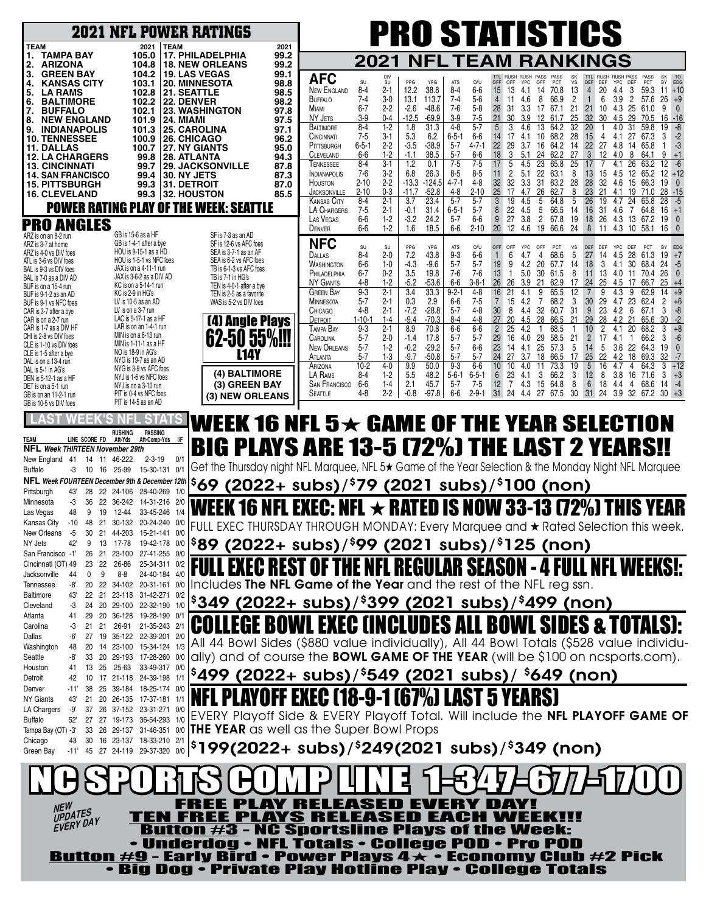# 2021 NFL POWER RATINGS

| TEAM | 2021 | TEAM | 2021 |
|---|---|---|---|
| 1. TAMPA BAY | 105.0 | 17. PHILADELPHIA | 99.2 |
| 2. ARIZONA | 104.8 | 18. NEW ORLEANS | 99.2 |
| 3. GREEN BAY | 104.2 | 19. LAS VEGAS | 99.1 |
| 4. KANSAS CITY | 103.1 | 20. MINNESOTA | 98.8 |
| 5. LA RAMS | 102.8 | 21. SEATTLE | 98.5 |
| 6. BALTIMORE | 102.2 | 22. DENVER | 98.2 |
| 7. BUFFALO | 102.1 | 23. WASHINGTON | 97.8 |
| 8. NEW ENGLAND | 101.9 | 24. MIAMI | 97.5 |
| 9. INDIANAPOLIS | 101.3 | 25. CAROLINA | 97.1 |
| 10. TENNESSEE | 100.9 | 26. CHICAGO | 96.2 |
| 11. DALLAS | 100.7 | 27. NY GIANTS | 95.0 |
| 12. LA CHARGERS | 99.8 | 28. ATLANTA | 94.3 |
| 13. CINCINNATI | 99.7 | 29. JACKSONVILLE | 87.8 |
| 14. SAN FRANCISCO | 99.4 | 30. NY JETS | 87.3 |
| 15. PITTSBURGH | 99.3 | 31. DETROIT | 87.0 |
| 16. CLEVELAND | 99.3 | 32. HOUSTON | 85.5 |

## POWER RATING PLAY OF THE WEEK: SEATTLE

## PRO ANGLES

ARZ is on an 8-2 run
ARZ is 3-7 at home
ARZ is 4-0 vs DIV foes
ATL is 3-6 vs DIV foes
BAL is 9-3 vs DIV foes
BAL is 7-0 as a DIV AD
BUF is on a 15-4 run
BUF is 9-1-2 as an AD
BUF is 9-1 vs NFC foes
CAR is 3-7 after a bye
CAR is on a 2-7 run
CAR is 1-7 as a DIV HF
CHI is 2-8 vs DIV foes
CLE is 1-10 vs DIV foes
CLE is 1-5 after a bye
DAL is on a 13-4 run
DAL is 5-1 in AG's
DEN is 5-12-1 as a HF
DET is on a 5-1 run
GB is on an 11-2-1 run
GB is 10-5 vs DIV foes
GB is 15-6 as a HF
GB is 1-4-1 after a bye
HOU is 9-15-1 as a HD
HOU is 1-5-1 vs NFC foes
JAX is on a 4-11-1 run
JAX is 3-6-2 as a DIV AD
KC is on a 5-14-1 run
KC is 2-9 in HG's
LV is 10-5 as an AD
LV is on a 3-7 run
LAC is 5-17-1 as a HF
LAR is on an 1-4-1 run
MIN is on a 6-13 run
MIN is 1-11-1 as a HF
NO is 18-9 in AG's
NYG is 19-7 as an AD
NYG is 3-9 vs AFC foes
NYJ is 1-6 vs NFC foes
NYJ is on a 3-10 run
PIT is 0-4 vs NFC foes
PIT is 14-5 as an AD
SF is 7-3 as an AD
SF is 12-6 vs AFC foes
SEA is 3-7-1 as an AF
SEA is 6-2 vs AFC foes
TB is 6-1-3 vs AFC foes
TB is 7-1 in HG's
TEN is 4-0-1 after a bye
TEN is 2-5 as a favorite
WAS is 5-2 vs DIV foes

**(4) Angle Plays**
**62-50 55%!!!**
**L14Y**

**(4) BALTIMORE**
**(3) GREEN BAY**
**(3) NEW ORLEANS**

# PRO STATISTICS

## 2021 NFL TEAM RANKINGS

| AFC | SU | DIV SU | PPG | YPG | ATS | O/U | TTL OFF | RUSH OFF | RUSH YPC | PASS OFF | PASS PCT | SK VS | TTL DEF | RUSH DEF | RUSH YPC | PASS DEF | PASS PCT | SK BY | TO EDG |
|---|---|---|---|---|---|---|---|---|---|---|---|---|---|---|---|---|---|---|---|
| New England | 8-4 | 2-1 | 12.2 | 38.8 | 8-4 | 6-6 | 15 | 13 | 4.1 | 14 | 70.8 | 13 | 4 | 20 | 4.4 | 3 | 59.3 | 11 | +10 |
| Buffalo | 7-4 | 3-0 | 13.1 | 113.7 | 7-4 | 5-6 | 4 | 11 | 4.6 | 8 | 66.9 | 2 | 1 | 6 | 3.9 | 2 | 57.6 | 26 | +9 |
| Miami | 6-7 | 2-2 | -2.6 | -48.6 | 7-6 | 5-8 | 28 | 31 | 3.3 | 17 | 67.1 | 21 | 21 | 10 | 4.3 | 25 | 61.0 | 9 | 0 |
| NY Jets | 3-9 | 0-4 | -12.5 | -69.9 | 3-9 | 7-5 | 21 | 30 | 3.9 | 12 | 61.7 | 25 | 32 | 30 | 4.5 | 29 | 70.5 | 16 | -16 |
| Baltimore | 8-4 | 1-2 | 1.8 | 31.3 | 4-8 | 5-7 | 5 | 3 | 4.6 | 13 | 64.2 | 32 | 20 | 1 | 4.0 | 31 | 59.8 | 19 | -8 |
| Cincinnati | 7-5 | 3-1 | 5.3 | 6.2 | 6-5-1 | 6-6 | 14 | 17 | 4.1 | 10 | 68.2 | 28 | 15 | 4 | 4.1 | 27 | 67.3 | 3 | -2 |
| Pittsburgh | 6-5-1 | 2-2 | -3.5 | -38.9 | 5-7 | 4-7-1 | 22 | 29 | 3.7 | 16 | 64.2 | 14 | 22 | 27 | 4.8 | 14 | 65.8 | 1 | -3 |
| Cleveland | 6-6 | 1-2 | -1.1 | 38.5 | 5-7 | 6-6 | 18 | 3 | 5.1 | 24 | 62.2 | 27 | 3 | 12 | 4.0 | 8 | 64.1 | 9 | +1 |
| Tennessee | 8-4 | 3-1 | 1.2 | 0.1 | 7-5 | 7-5 | 17 | 5 | 4.5 | 23 | 65.8 | 25 | 17 | 7 | 4.1 | 26 | 63.2 | 12 | -6 |
| Indianapolis | 7-6 | 3-2 | 6.8 | 26.3 | 8-5 | 8-5 | 11 | 2 | 5.1 | 22 | 63.1 | 8 | 13 | 15 | 4.5 | 12 | 65.2 | 12 | +12 |
| Houston | 2-10 | 2-2 | -13.3 | -124.5 | 4-7-1 | 4-8 | 32 | 32 | 3.3 | 31 | 63.2 | 28 | 28 | 32 | 4.6 | 15 | 66.3 | 19 | 0 |
| Jacksonville | 2-10 | 0-3 | -11.7 | -52.8 | 4-8 | 2-10 | 25 | 17 | 4.7 | 26 | 62.7 | 8 | 23 | 21 | 4.1 | 19 | 71.0 | 28 | -15 |
| Kansas City | 8-4 | 2-1 | 3.7 | 23.4 | 5-7 | 5-7 | 3 | 19 | 4.5 | 5 | 64.8 | 5 | 26 | 19 | 4.7 | 24 | 65.8 | 28 | -5 |
| LA Chargers | 7-5 | 2-1 | -0.1 | 31.4 | 6-5-1 | 5-7 | 8 | 22 | 4.5 | 5 | 66.5 | 14 | 16 | 31 | 4.6 | 7 | 64.8 | 16 | +1 |
| Las Vegas | 6-6 | 1-2 | -3.2 | 24.2 | 5-7 | 6-6 | 9 | 27 | 3.8 | 2 | 67.8 | 19 | 18 | 26 | 4.3 | 13 | 67.2 | 19 | 0 |
| Denver | 6-6 | 1-2 | 1.6 | 18.5 | 6-6 | 2-10 | 20 | 12 | 4.6 | 19 | 66.6 | 24 | 8 | 11 | 4.3 | 10 | 58.1 | 16 | 0 |

| NFC | SU | SU | PPG | YPG | ATS | O/U | OFF | OFF | YPC | OFF | PCT | VS | DEF | DEF | YPC | DEF | PCT | BY | EDG |
|---|---|---|---|---|---|---|---|---|---|---|---|---|---|---|---|---|---|---|---|
| Dallas | 8-4 | 2-0 | 7.2 | 43.8 | 9-3 | 6-6 | 1 | 6 | 4.7 | 4 | 68.6 | 5 | 27 | 14 | 4.5 | 28 | 61.3 | 19 | +7 |
| Washington | 6-6 | 1-0 | -4.3 | -9.6 | 5-7 | 5-7 | 19 | 9 | 4.2 | 20 | 67.7 | 14 | 18 | 3 | 4.1 | 30 | 68.4 | 24 | -5 |
| Philadelphia | 6-7 | 0-2 | 3.5 | 19.8 | 7-6 | 7-6 | 13 | 1 | 5.0 | 30 | 61.5 | 8 | 11 | 13 | 4.0 | 11 | 70.4 | 26 | 0 |
| NY Giants | 4-8 | 1-2 | -5.2 | -53.6 | 6-6 | 3-8-1 | 26 | 26 | 3.9 | 21 | 62.9 | 17 | 24 | 25 | 4.5 | 17 | 66.7 | 25 | +4 |
| Green Bay | 9-3 | 2-1 | 3.4 | 33.3 | 9-2-1 | 4-8 | 16 | 21 | 4.1 | 9 | 65.5 | 12 | 7 | 9 | 4.3 | 9 | 62.9 | 14 | +9 |
| Minnesota | 5-7 | 2-1 | 0.3 | 2.9 | 6-6 | 7-5 | 7 | 15 | 4.2 | 7 | 68.2 | 3 | 30 | 29 | 4.7 | 23 | 62.4 | 2 | +6 |
| Chicago | 4-8 | 2-1 | -7.2 | -28.8 | 5-7 | 4-8 | 30 | 8 | 4.4 | 32 | 60.7 | 31 | 9 | 23 | 4.2 | 6 | 67.1 | 3 | -8 |
| Detroit | 1-10-1 | 1-4 | -9.4 | -70.3 | 8-4 | 4-8 | 27 | 20 | 4.5 | 28 | 66.5 | 21 | 29 | 28 | 4.2 | 21 | 65.6 | 30 | -2 |
| Tampa Bay | 9-3 | 2-1 | 8.9 | 70.8 | 6-6 | 6-6 | 2 | 25 | 4.2 | 1 | 68.5 | 1 | 10 | 2 | 4.1 | 20 | 68.2 | 3 | +8 |
| Carolina | 5-7 | 2-0 | -1.4 | 17.8 | 5-7 | 5-7 | 29 | 16 | 4.0 | 29 | 58.5 | 21 | 2 | 17 | 4.1 | 1 | 66.2 | 3 | -6 |
| New Orleans | 5-7 | 1-2 | -0.2 | -29.2 | 5-7 | 6-6 | 23 | 14 | 4.1 | 25 | 57.3 | 5 | 14 | 5 | 3.6 | 22 | 64.3 | 19 | 0 |
| Atlanta | 5-7 | 1-3 | -9.7 | -50.8 | 5-7 | 5-7 | 24 | 27 | 3.7 | 18 | 66.5 | 17 | 25 | 22 | 4.2 | 18 | 69.3 | 32 | -7 |
| Arizona | 10-2 | 4-0 | 9.9 | 50.0 | 9-3 | 6-6 | 10 | 10 | 4.0 | 11 | 73.3 | 19 | 5 | 16 | 4.7 | 4 | 64.3 | 3 | +12 |
| LA Rams | 8-4 | 1-2 | 5.5 | 48.2 | 5-6-1 | 6-5-1 | 6 | 23 | 4.1 | 3 | 66.2 | 3 | 12 | 8 | 3.8 | 16 | 71.6 | 3 | +3 |
| San Francisco | 6-6 | 1-4 | 2.1 | 45.7 | 5-7 | 7-5 | 12 | 7 | 4.3 | 15 | 64.8 | 8 | 6 | 18 | 4.4 | 4 | 68.6 | 14 | -4 |
| Seattle | 4-8 | 2-2 | -0.8 | -97.8 | 6-6 | 2-9-1 | 31 | 24 | 4.4 | 27 | 67.5 | 30 | 31 | 24 | 3.9 | 32 | 67.2 | 30 | +3 |

## LAST WEEK'S NFL STATS

| TEAM | LINE | SCORE | FD | RUSHING Att-Yds | PASSING Att-Comp-Yds | I/F |
|---|---|---|---|---|---|---|
| **NFL Week THIRTEEN November 29th** | | | | | | |
| New England | 41 | 14 | 11 | 46-222 | 2-3-19 | 0/1 |
| Buffalo | -3 | 10 | 16 | 25-99 | 15-30-131 | 0/1 |
| **NFL Week FOURTEEN December 9th & December 12th** | | | | | | |
| Pittsburgh | 43' | 28 | 22 | 24-106 | 28-40-269 | 1/0 |
| Minnesota | -3 | 36 | 22 | 36-242 | 14-31-216 | 2/0 |
| Las Vegas | 48 | 9 | 19 | 12-44 | 33-45-246 | 1/4 |
| Kansas City | -10 | 48 | 21 | 30-132 | 20-24-240 | 0/0 |
| New Orleans | -5 | 30 | 21 | 44-203 | 15-21-141 | 0/0 |
| NY Jets | 42' | 9 | 13 | 17-78 | 19-42-178 | 0/0 |
| San Francisco | -1' | 26 | 21 | 23-100 | 27-41-255 | 0/0 |
| Cincinnati (OT) | 49 | 23 | 22 | 26-86 | 25-34-311 | 0/2 |
| Jacksonville | 44 | 0 | 9 | 8-8 | 24-40-184 | 4/0 |
| Tennessee | -8' | 20 | 22 | 34-102 | 20-31-161 | 0/0 |
| Baltimore | 43' | 22 | 21 | 23-118 | 31-42-271 | 0/2 |
| Cleveland | -3 | 24 | 20 | 29-100 | 22-32-190 | 1/0 |
| Atlanta | 41 | 29 | 20 | 36-128 | 19-28-190 | 0/1 |
| Carolina | -3 | 21 | 21 | 26-91 | 21-35-243 | 2/1 |
| Dallas | -6' | 27 | 19 | 35-122 | 22-39-201 | 2/0 |
| Washington | 48 | 20 | 14 | 23-100 | 15-34-124 | 1/3 |
| Seattle | -8' | 33 | 20 | 29-193 | 17-28-260 | 0/0 |
| Houston | 41 | 13 | 25 | 25-63 | 33-49-317 | 0/0 |
| Detroit | 42 | 10 | 17 | 21-118 | 24-39-198 | 1/1 |
| Denver | -11' | 38 | 25 | 39-184 | 18-25-174 | 0/0 |
| NY Giants | 43' | 21 | 20 | 26-135 | 17-37-181 | 1/1 |
| LA Chargers | -9' | 37 | 26 | 37-152 | 23-31-271 | 0/0 |
| Buffalo | 52' | 27 | 27 | 19-173 | 36-54-293 | 1/0 |
| Tampa Bay (OT) | -3' | 33 | 26 | 29-137 | 31-46-351 | 0/0 |
| Chicago | 43 | 30 | 16 | 23-137 | 18-33-210 | 2/1 |
| Green Bay | -11' | 45 | 27 | 24-119 | 29-37-320 | 0/0 |

# WEEK 16 NFL 5★ GAME OF THE YEAR SELECTION BIG PLAYS ARE 13-5 (72%) THE LAST 2 YEARS!!

Get the Thursday night NFL Marquee, NFL 5★ Game of the Year Selection & the Monday Night NFL Marquee

**$69 (2022+ subs)/$79 (2021 subs)/$100 (non)**

# WEEK 16 NFL EXEC: NFL ★ RATED IS NOW 33-13 (72%) THIS YEAR

FULL EXEC THURSDAY THROUGH MONDAY: Every Marquee and ★ Rated Selection this week.

**$89 (2022+ subs)/$99 (2021 subs)/$125 (non)**

# FULL EXEC REST OF THE NFL REGULAR SEASON - 4 FULL NFL WEEKS!:

Includes **The NFL Game of the Year** and the rest of the NFL reg ssn.

**$349 (2022+ subs)/$399 (2021 subs)/$499 (non)**

# COLLEGE BOWL EXEC (INCLUDES ALL BOWL SIDES & TOTALS):

All 44 Bowl Sides ($880 value individually), All 44 Bowl Totals ($528 value individually) and of course the **BOWL GAME OF THE YEAR** (will be $100 on ncsports.com).

**$499 (2022+ subs)/$549 (2021 subs)/ $649 (non)**

# NFL PLAYOFF EXEC (18-9-1 (67%) LAST 5 YEARS)

EVERY Playoff Side & EVERY Playoff Total. Will include the **NFL PLAYOFF GAME OF THE YEAR** as well as the Super Bowl Props

**$199(2022+ subs)/$249(2021 subs)/$349 (non)**

# NC SPORTS COMP LINE 1-347-677-1700

*NEW UPDATES EVERY DAY*

**FREE PLAY RELEASED EVERY DAY!**
**TEN FREE PLAYS RELEASED EACH WEEK!!!**
**Button #3 - NC Sportsline Plays of the Week:**
**• Underdog • NFL Totals • College POD • Pro POD**
**Button #9 - Early Bird • Power Plays 4★ • Economy Club #2 Pick**
**• Big Dog • Private Play Hotline Play • College Totals**